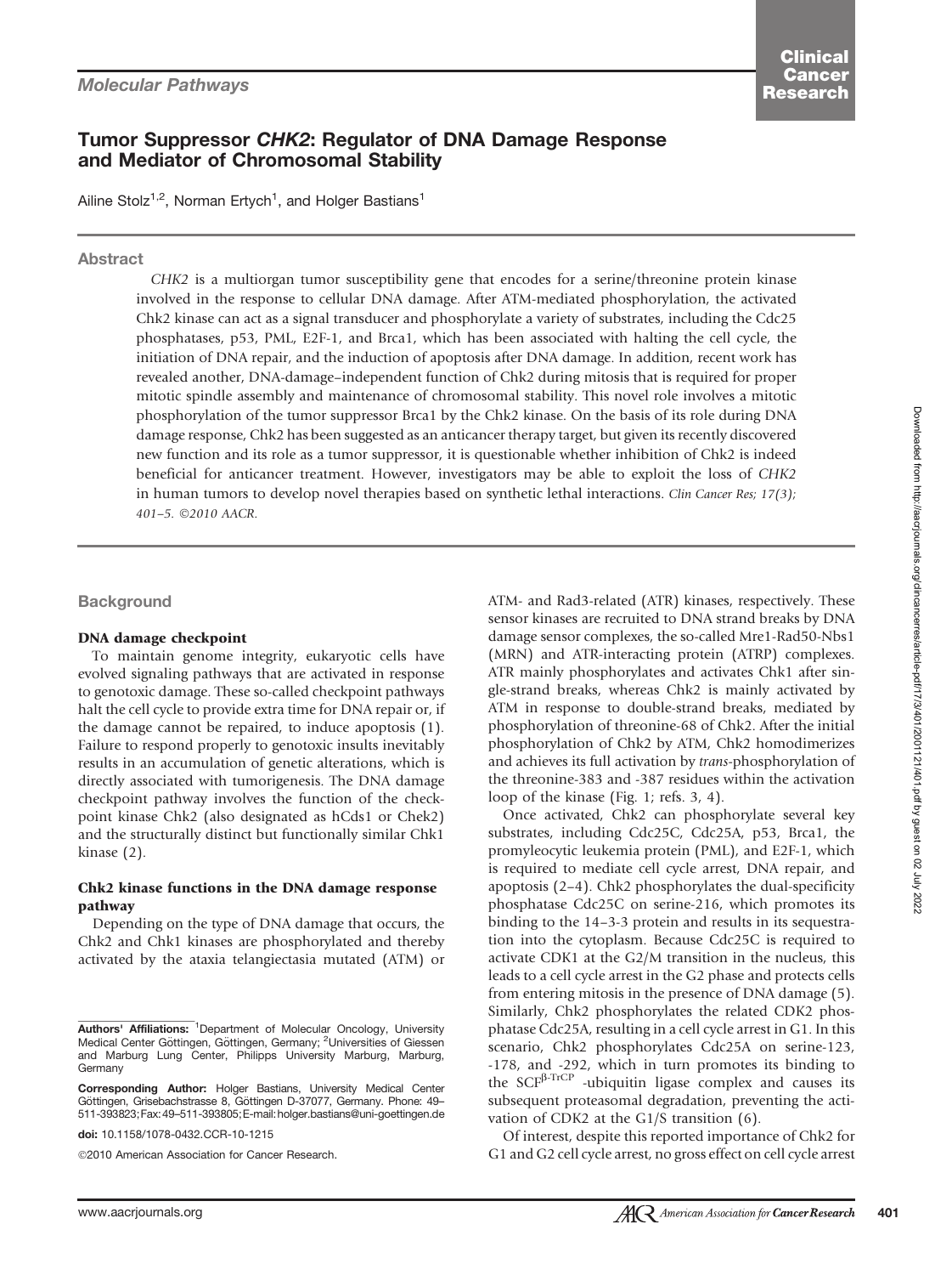Molecular Pathways

# Tumor Suppressor *CHK2*: Regulator of DNA Damage Response and Mediator of Chromosomal Stability

Ailine Stolz[1,2], Norman Ertych[1], and Holger Bastians[1]

## Abstract

*CHK2* is a multiorgan tumor susceptibility gene that encodes for a serine/threonine protein kinase involved in the response to cellular DNA damage. After ATM-mediated phosphorylation, the activated Chk2 kinase can act as a signal transducer and phosphorylate a variety of substrates, including the Cdc25 phosphatases, p53, PML, E2F-1, and Brca1, which has been associated with halting the cell cycle, the initiation of DNA repair, and the induction of apoptosis after DNA damage. In addition, recent work has revealed another, DNA-damage–independent function of Chk2 during mitosis that is required for proper mitotic spindle assembly and maintenance of chromosomal stability. This novel role involves a mitotic phosphorylation of the tumor suppressor Brca1 by the Chk2 kinase. On the basis of its role during DNA damage response, Chk2 has been suggested as an anticancer therapy target, but given its recently discovered new function and its role as a tumor suppressor, it is questionable whether inhibition of Chk2 is indeed beneficial for anticancer treatment. However, investigators may be able to exploit the loss of *CHK2* in human tumors to develop novel therapies based on synthetic lethal interactions. *Clin Cancer Res; 17(3); 401–5. ©2010 AACR.*

## Background

### DNA damage checkpoint

To maintain genome integrity, eukaryotic cells have evolved signaling pathways that are activated in response to genotoxic damage. These so-called checkpoint pathways halt the cell cycle to provide extra time for DNA repair or, if the damage cannot be repaired, to induce apoptosis (1). Failure to respond properly to genotoxic insults inevitably results in an accumulation of genetic alterations, which is directly associated with tumorigenesis. The DNA damage checkpoint pathway involves the function of the checkpoint kinase Chk2 (also designated as hCds1 or Chek2) and the structurally distinct but functionally similar Chk1 kinase (2).

### Chk2 kinase functions in the DNA damage response pathway

Depending on the type of DNA damage that occurs, the Chk2 and Chk1 kinases are phosphorylated and thereby activated by the ataxia telangiectasia mutated (ATM) or ATM- and Rad3-related (ATR) kinases, respectively. These sensor kinases are recruited to DNA strand breaks by DNA damage sensor complexes, the so-called Mre1-Rad50-Nbs1 (MRN) and ATR-interacting protein (ATRP) complexes. ATR mainly phosphorylates and activates Chk1 after single-strand breaks, whereas Chk2 is mainly activated by ATM in response to double-strand breaks, mediated by phosphorylation of threonine-68 of Chk2. After the initial phosphorylation of Chk2 by ATM, Chk2 homodimerizes and achieves its full activation by *trans*-phosphorylation of the threonine-383 and -387 residues within the activation loop of the kinase (Fig. 1; refs. 3, 4).

Once activated, Chk2 can phosphorylate several key substrates, including Cdc25C, Cdc25A, p53, Brca1, the promyleocytic leukemia protein (PML), and E2F-1, which is required to mediate cell cycle arrest, DNA repair, and apoptosis (2–4). Chk2 phosphorylates the dual-specificity phosphatase Cdc25C on serine-216, which promotes its binding to the 14–3-3 protein and results in its sequestration into the cytoplasm. Because Cdc25C is required to activate CDK1 at the G2/M transition in the nucleus, this leads to a cell cycle arrest in the G2 phase and protects cells from entering mitosis in the presence of DNA damage (5). Similarly, Chk2 phosphorylates the related CDK2 phosphatase Cdc25A, resulting in a cell cycle arrest in G1. In this scenario, Chk2 phosphorylates Cdc25A on serine-123, -178, and -292, which in turn promotes its binding to the SCF$^{\beta\text{-TrCP}}$ -ubiquitin ligase complex and causes its subsequent proteasomal degradation, preventing the activation of CDK2 at the G1/S transition (6).

Of interest, despite this reported importance of Chk2 for G1 and G2 cell cycle arrest, no gross effect on cell cycle arrest

---

**Authors' Affiliations:** [1]Department of Molecular Oncology, University Medical Center Göttingen, Göttingen, Germany; [2]Universities of Giessen and Marburg Lung Center, Philipps University Marburg, Marburg, Germany

**Corresponding Author:** Holger Bastians, University Medical Center Göttingen, Grisebachstrasse 8, Göttingen D-37077, Germany. Phone: 49–511-393823; Fax: 49–511-393805; E-mail: holger.bastians@uni-goettingen.de

**doi:** 10.1158/1078-0432.CCR-10-1215

©2010 American Association for Cancer Research.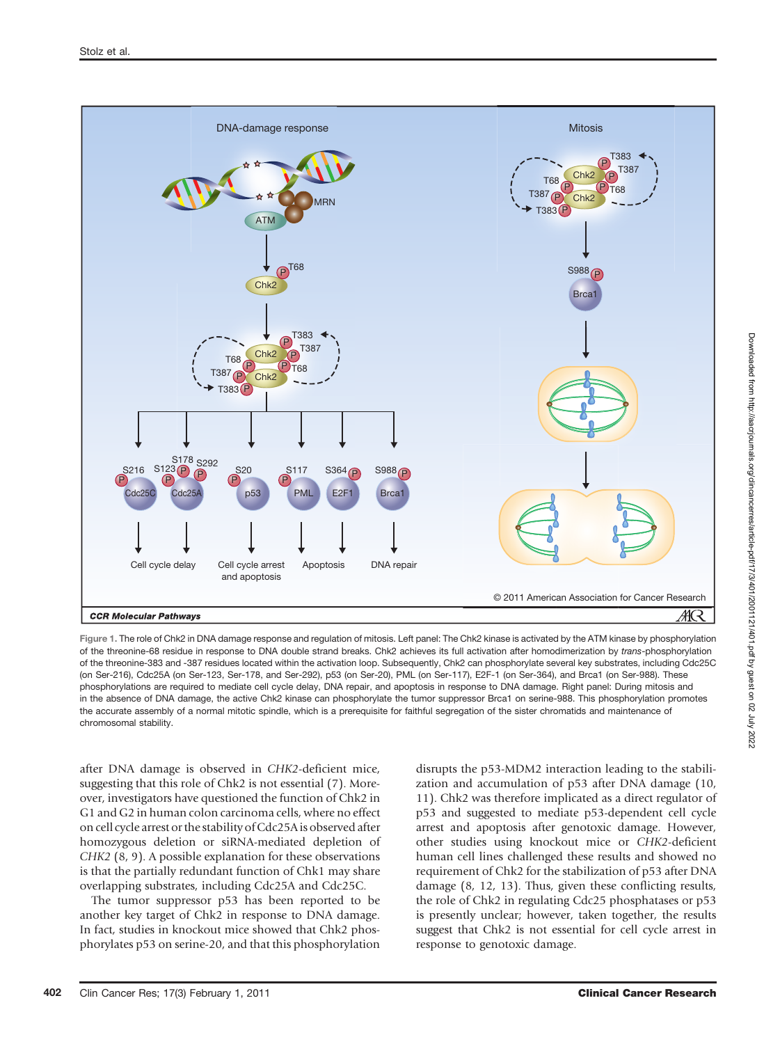Figure 1. The role of Chk2 in DNA damage response and regulation of mitosis. Left panel: The Chk2 kinase is activated by the ATM kinase by phosphorylation of the threonine-68 residue in response to DNA double strand breaks. Chk2 achieves its full activation after homodimerization by *trans*-phosphorylation of the threonine-383 and -387 residues located within the activation loop. Subsequently, Chk2 can phosphorylate several key substrates, including Cdc25C (on Ser-216), Cdc25A (on Ser-123, Ser-178, and Ser-292), p53 (on Ser-20), PML (on Ser-117), E2F-1 (on Ser-364), and Brca1 (on Ser-988). These phosphorylations are required to mediate cell cycle delay, DNA repair, and apoptosis in response to DNA damage. Right panel: During mitosis and in the absence of DNA damage, the active Chk2 kinase can phosphorylate the tumor suppressor Brca1 on serine-988. This phosphorylation promotes the accurate assembly of a normal mitotic spindle, which is a prerequisite for faithful segregation of the sister chromatids and maintenance of chromosomal stability.

after DNA damage is observed in *CHK2*-deficient mice, suggesting that this role of Chk2 is not essential (7). Moreover, investigators have questioned the function of Chk2 in G1 and G2 in human colon carcinoma cells, where no effect on cell cycle arrest or the stability of Cdc25A is observed after homozygous deletion or siRNA-mediated depletion of *CHK2* (8, 9). A possible explanation for these observations is that the partially redundant function of Chk1 may share overlapping substrates, including Cdc25A and Cdc25C.

The tumor suppressor p53 has been reported to be another key target of Chk2 in response to DNA damage. In fact, studies in knockout mice showed that Chk2 phosphorylates p53 on serine-20, and that this phosphorylation disrupts the p53-MDM2 interaction leading to the stabilization and accumulation of p53 after DNA damage (10, 11). Chk2 was therefore implicated as a direct regulator of p53 and suggested to mediate p53-dependent cell cycle arrest and apoptosis after genotoxic damage. However, other studies using knockout mice or *CHK2*-deficient human cell lines challenged these results and showed no requirement of Chk2 for the stabilization of p53 after DNA damage (8, 12, 13). Thus, given these conflicting results, the role of Chk2 in regulating Cdc25 phosphatases or p53 is presently unclear; however, taken together, the results suggest that Chk2 is not essential for cell cycle arrest in response to genotoxic damage.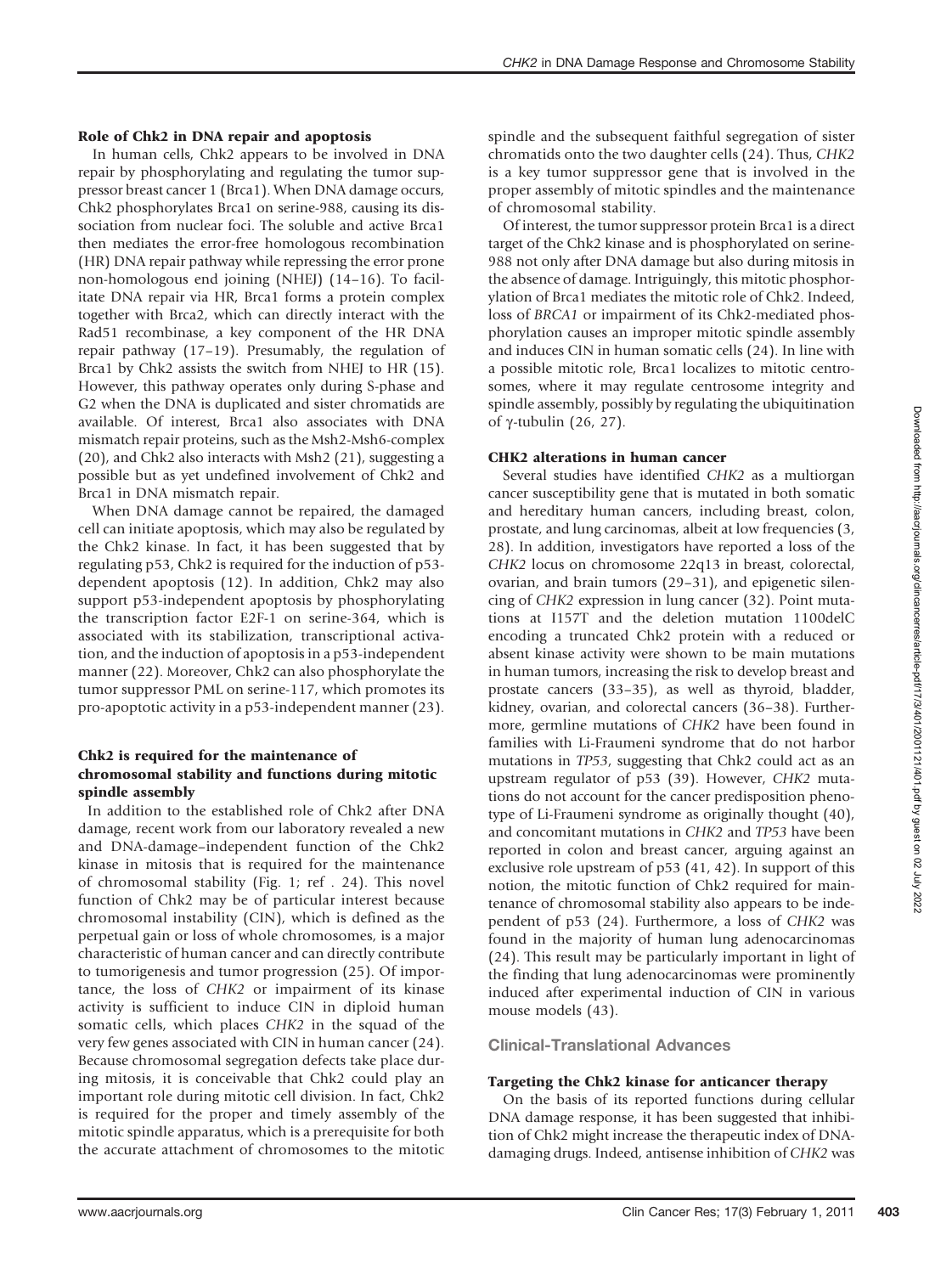### Role of Chk2 in DNA repair and apoptosis

In human cells, Chk2 appears to be involved in DNA repair by phosphorylating and regulating the tumor suppressor breast cancer 1 (Brca1). When DNA damage occurs, Chk2 phosphorylates Brca1 on serine-988, causing its dissociation from nuclear foci. The soluble and active Brca1 then mediates the error-free homologous recombination (HR) DNA repair pathway while repressing the error prone non-homologous end joining (NHEJ) (14–16). To facilitate DNA repair via HR, Brca1 forms a protein complex together with Brca2, which can directly interact with the Rad51 recombinase, a key component of the HR DNA repair pathway (17–19). Presumably, the regulation of Brca1 by Chk2 assists the switch from NHEJ to HR (15). However, this pathway operates only during S-phase and G2 when the DNA is duplicated and sister chromatids are available. Of interest, Brca1 also associates with DNA mismatch repair proteins, such as the Msh2-Msh6-complex (20), and Chk2 also interacts with Msh2 (21), suggesting a possible but as yet undefined involvement of Chk2 and Brca1 in DNA mismatch repair.

When DNA damage cannot be repaired, the damaged cell can initiate apoptosis, which may also be regulated by the Chk2 kinase. In fact, it has been suggested that by regulating p53, Chk2 is required for the induction of p53-dependent apoptosis (12). In addition, Chk2 may also support p53-independent apoptosis by phosphorylating the transcription factor E2F-1 on serine-364, which is associated with its stabilization, transcriptional activation, and the induction of apoptosis in a p53-independent manner (22). Moreover, Chk2 can also phosphorylate the tumor suppressor PML on serine-117, which promotes its pro-apoptotic activity in a p53-independent manner (23).

### Chk2 is required for the maintenance of chromosomal stability and functions during mitotic spindle assembly

In addition to the established role of Chk2 after DNA damage, recent work from our laboratory revealed a new and DNA-damage–independent function of the Chk2 kinase in mitosis that is required for the maintenance of chromosomal stability (Fig. 1; ref . 24). This novel function of Chk2 may be of particular interest because chromosomal instability (CIN), which is defined as the perpetual gain or loss of whole chromosomes, is a major characteristic of human cancer and can directly contribute to tumorigenesis and tumor progression (25). Of importance, the loss of *CHK2* or impairment of its kinase activity is sufficient to induce CIN in diploid human somatic cells, which places *CHK2* in the squad of the very few genes associated with CIN in human cancer (24). Because chromosomal segregation defects take place during mitosis, it is conceivable that Chk2 could play an important role during mitotic cell division. In fact, Chk2 is required for the proper and timely assembly of the mitotic spindle apparatus, which is a prerequisite for both the accurate attachment of chromosomes to the mitotic spindle and the subsequent faithful segregation of sister chromatids onto the two daughter cells (24). Thus, *CHK2* is a key tumor suppressor gene that is involved in the proper assembly of mitotic spindles and the maintenance of chromosomal stability.

Of interest, the tumor suppressor protein Brca1 is a direct target of the Chk2 kinase and is phosphorylated on serine-988 not only after DNA damage but also during mitosis in the absence of damage. Intriguingly, this mitotic phosphorylation of Brca1 mediates the mitotic role of Chk2. Indeed, loss of *BRCA1* or impairment of its Chk2-mediated phosphorylation causes an improper mitotic spindle assembly and induces CIN in human somatic cells (24). In line with a possible mitotic role, Brca1 localizes to mitotic centrosomes, where it may regulate centrosome integrity and spindle assembly, possibly by regulating the ubiquitination of γ-tubulin (26, 27).

### CHK2 alterations in human cancer

Several studies have identified *CHK2* as a multiorgan cancer susceptibility gene that is mutated in both somatic and hereditary human cancers, including breast, colon, prostate, and lung carcinomas, albeit at low frequencies (3, 28). In addition, investigators have reported a loss of the *CHK2* locus on chromosome 22q13 in breast, colorectal, ovarian, and brain tumors (29–31), and epigenetic silencing of *CHK2* expression in lung cancer (32). Point mutations at I157T and the deletion mutation 1100delC encoding a truncated Chk2 protein with a reduced or absent kinase activity were shown to be main mutations in human tumors, increasing the risk to develop breast and prostate cancers (33–35), as well as thyroid, bladder, kidney, ovarian, and colorectal cancers (36–38). Furthermore, germline mutations of *CHK2* have been found in families with Li-Fraumeni syndrome that do not harbor mutations in *TP53*, suggesting that Chk2 could act as an upstream regulator of p53 (39). However, *CHK2* mutations do not account for the cancer predisposition phenotype of Li-Fraumeni syndrome as originally thought (40), and concomitant mutations in *CHK2* and *TP53* have been reported in colon and breast cancer, arguing against an exclusive role upstream of p53 (41, 42). In support of this notion, the mitotic function of Chk2 required for maintenance of chromosomal stability also appears to be independent of p53 (24). Furthermore, a loss of *CHK2* was found in the majority of human lung adenocarcinomas (24). This result may be particularly important in light of the finding that lung adenocarcinomas were prominently induced after experimental induction of CIN in various mouse models (43).

## Clinical-Translational Advances

### Targeting the Chk2 kinase for anticancer therapy

On the basis of its reported functions during cellular DNA damage response, it has been suggested that inhibition of Chk2 might increase the therapeutic index of DNA-damaging drugs. Indeed, antisense inhibition of *CHK2* was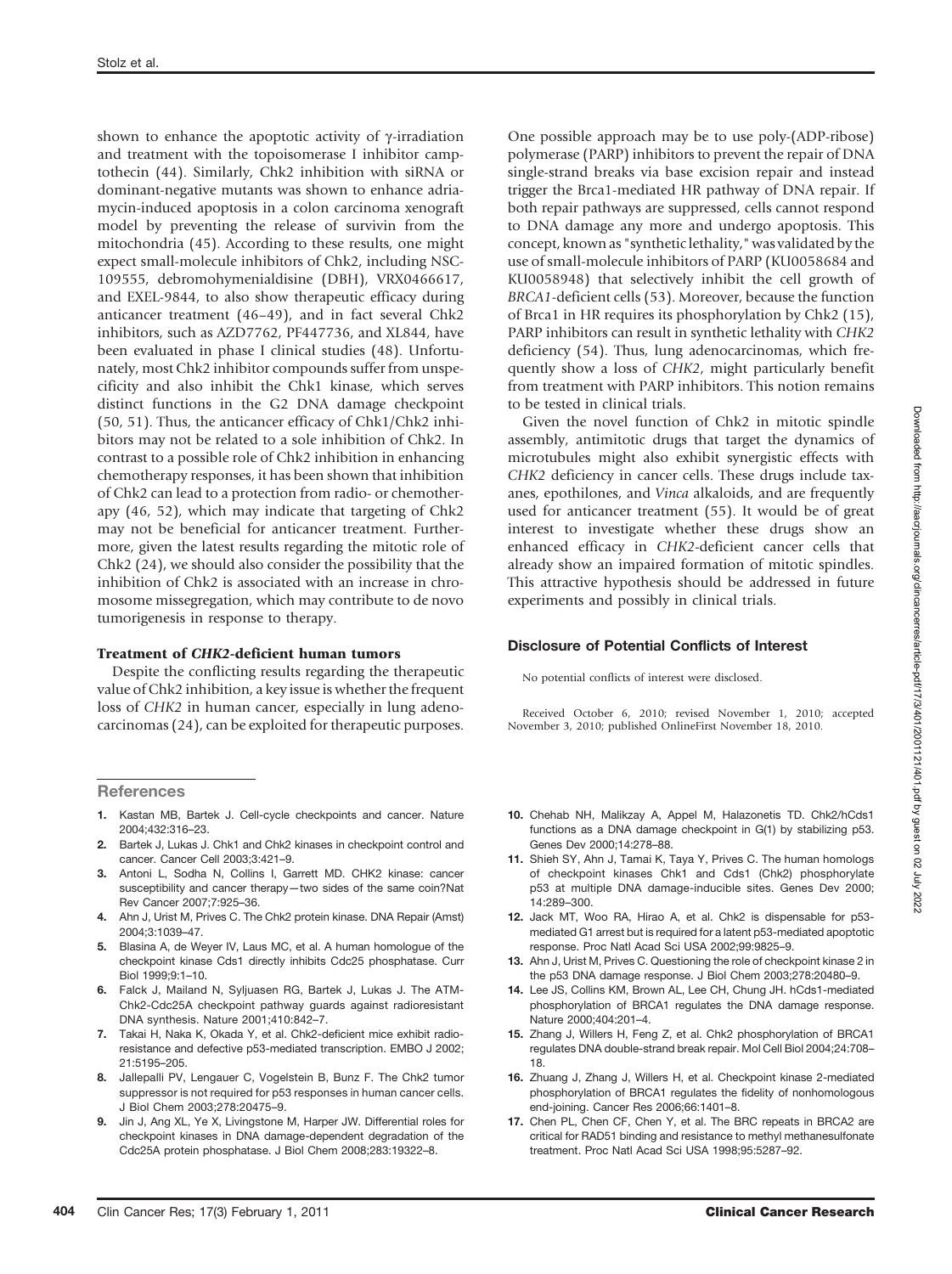shown to enhance the apoptotic activity of γ-irradiation and treatment with the topoisomerase I inhibitor camptothecin (44). Similarly, Chk2 inhibition with siRNA or dominant-negative mutants was shown to enhance adriamycin-induced apoptosis in a colon carcinoma xenograft model by preventing the release of survivin from the mitochondria (45). According to these results, one might expect small-molecule inhibitors of Chk2, including NSC-109555, debromohymenialdisine (DBH), VRX0466617, and EXEL-9844, to also show therapeutic efficacy during anticancer treatment (46–49), and in fact several Chk2 inhibitors, such as AZD7762, PF447736, and XL844, have been evaluated in phase I clinical studies (48). Unfortunately, most Chk2 inhibitor compounds suffer from unspecificity and also inhibit the Chk1 kinase, which serves distinct functions in the G2 DNA damage checkpoint (50, 51). Thus, the anticancer efficacy of Chk1/Chk2 inhibitors may not be related to a sole inhibition of Chk2. In contrast to a possible role of Chk2 inhibition in enhancing chemotherapy responses, it has been shown that inhibition of Chk2 can lead to a protection from radio- or chemotherapy (46, 52), which may indicate that targeting of Chk2 may not be beneficial for anticancer treatment. Furthermore, given the latest results regarding the mitotic role of Chk2 (24), we should also consider the possibility that the inhibition of Chk2 is associated with an increase in chromosome missegregation, which may contribute to de novo tumorigenesis in response to therapy.

### Treatment of *CHK2*-deficient human tumors

Despite the conflicting results regarding the therapeutic value of Chk2 inhibition, a key issue is whether the frequent loss of *CHK2* in human cancer, especially in lung adenocarcinomas (24), can be exploited for therapeutic purposes. One possible approach may be to use poly-(ADP-ribose) polymerase (PARP) inhibitors to prevent the repair of DNA single-strand breaks via base excision repair and instead trigger the Brca1-mediated HR pathway of DNA repair. If both repair pathways are suppressed, cells cannot respond to DNA damage any more and undergo apoptosis. This concept, known as "synthetic lethality," was validated by the use of small-molecule inhibitors of PARP (KU0058684 and KU0058948) that selectively inhibit the cell growth of *BRCA1*-deficient cells (53). Moreover, because the function of Brca1 in HR requires its phosphorylation by Chk2 (15), PARP inhibitors can result in synthetic lethality with *CHK2* deficiency (54). Thus, lung adenocarcinomas, which frequently show a loss of *CHK2*, might particularly benefit from treatment with PARP inhibitors. This notion remains to be tested in clinical trials.

Given the novel function of Chk2 in mitotic spindle assembly, antimitotic drugs that target the dynamics of microtubules might also exhibit synergistic effects with *CHK2* deficiency in cancer cells. These drugs include taxanes, epothilones, and *Vinca* alkaloids, and are frequently used for anticancer treatment (55). It would be of great interest to investigate whether these drugs show an enhanced efficacy in *CHK2*-deficient cancer cells that already show an impaired formation of mitotic spindles. This attractive hypothesis should be addressed in future experiments and possibly in clinical trials.

## Disclosure of Potential Conflicts of Interest

No potential conflicts of interest were disclosed.

Received October 6, 2010; revised November 1, 2010; accepted November 3, 2010; published OnlineFirst November 18, 2010.

## References

1. Kastan MB, Bartek J. Cell-cycle checkpoints and cancer. Nature 2004;432:316–23.
2. Bartek J, Lukas J. Chk1 and Chk2 kinases in checkpoint control and cancer. Cancer Cell 2003;3:421–9.
3. Antoni L, Sodha N, Collins I, Garrett MD. CHK2 kinase: cancer susceptibility and cancer therapy—two sides of the same coin? Nat Rev Cancer 2007;7:925–36.
4. Ahn J, Urist M, Prives C. The Chk2 protein kinase. DNA Repair (Amst) 2004;3:1039–47.
5. Blasina A, de Weyer IV, Laus MC, et al. A human homologue of the checkpoint kinase Cds1 directly inhibits Cdc25 phosphatase. Curr Biol 1999;9:1–10.
6. Falck J, Mailand N, Syljuasen RG, Bartek J, Lukas J. The ATM-Chk2-Cdc25A checkpoint pathway guards against radioresistant DNA synthesis. Nature 2001;410:842–7.
7. Takai H, Naka K, Okada Y, et al. Chk2-deficient mice exhibit radioresistance and defective p53-mediated transcription. EMBO J 2002; 21:5195–205.
8. Jallepalli PV, Lengauer C, Vogelstein B, Bunz F. The Chk2 tumor suppressor is not required for p53 responses in human cancer cells. J Biol Chem 2003;278:20475–9.
9. Jin J, Ang XL, Ye X, Livingstone M, Harper JW. Differential roles for checkpoint kinases in DNA damage-dependent degradation of the Cdc25A protein phosphatase. J Biol Chem 2008;283:19322–8.
10. Chehab NH, Malikzay A, Appel M, Halazonetis TD. Chk2/hCds1 functions as a DNA damage checkpoint in G(1) by stabilizing p53. Genes Dev 2000;14:278–88.
11. Shieh SY, Ahn J, Tamai K, Taya Y, Prives C. The human homologs of checkpoint kinases Chk1 and Cds1 (Chk2) phosphorylate p53 at multiple DNA damage-inducible sites. Genes Dev 2000; 14:289–300.
12. Jack MT, Woo RA, Hirao A, et al. Chk2 is dispensable for p53-mediated G1 arrest but is required for a latent p53-mediated apoptotic response. Proc Natl Acad Sci USA 2002;99:9825–9.
13. Ahn J, Urist M, Prives C. Questioning the role of checkpoint kinase 2 in the p53 DNA damage response. J Biol Chem 2003;278:20480–9.
14. Lee JS, Collins KM, Brown AL, Lee CH, Chung JH. hCds1-mediated phosphorylation of BRCA1 regulates the DNA damage response. Nature 2000;404:201–4.
15. Zhang J, Willers H, Feng Z, et al. Chk2 phosphorylation of BRCA1 regulates DNA double-strand break repair. Mol Cell Biol 2004;24:708–18.
16. Zhuang J, Zhang J, Willers H, et al. Checkpoint kinase 2-mediated phosphorylation of BRCA1 regulates the fidelity of nonhomologous end-joining. Cancer Res 2006;66:1401–8.
17. Chen PL, Chen CF, Chen Y, et al. The BRC repeats in BRCA2 are critical for RAD51 binding and resistance to methyl methanesulfonate treatment. Proc Natl Acad Sci USA 1998;95:5287–92.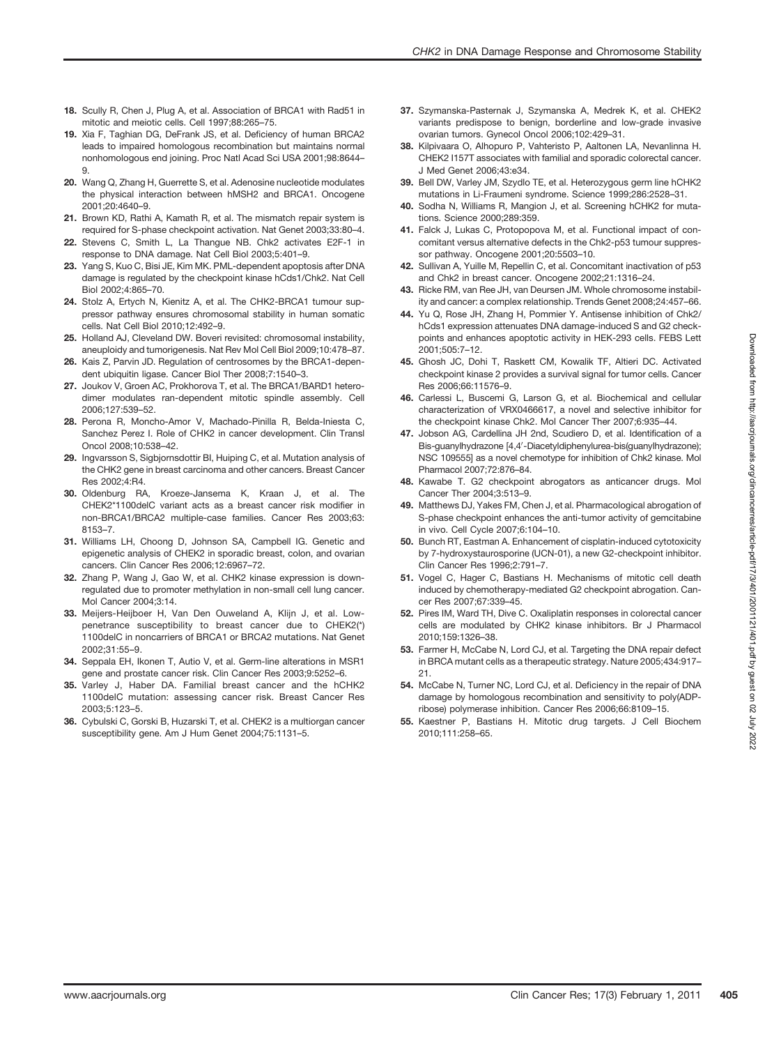18. Scully R, Chen J, Plug A, et al. Association of BRCA1 with Rad51 in mitotic and meiotic cells. Cell 1997;88:265–75.
19. Xia F, Taghian DG, DeFrank JS, et al. Deficiency of human BRCA2 leads to impaired homologous recombination but maintains normal nonhomologous end joining. Proc Natl Acad Sci USA 2001;98:8644–9.
20. Wang Q, Zhang H, Guerrette S, et al. Adenosine nucleotide modulates the physical interaction between hMSH2 and BRCA1. Oncogene 2001;20:4640–9.
21. Brown KD, Rathi A, Kamath R, et al. The mismatch repair system is required for S-phase checkpoint activation. Nat Genet 2003;33:80–4.
22. Stevens C, Smith L, La Thangue NB. Chk2 activates E2F-1 in response to DNA damage. Nat Cell Biol 2003;5:401–9.
23. Yang S, Kuo C, Bisi JE, Kim MK. PML-dependent apoptosis after DNA damage is regulated by the checkpoint kinase hCds1/Chk2. Nat Cell Biol 2002;4:865–70.
24. Stolz A, Ertych N, Kienitz A, et al. The CHK2-BRCA1 tumour suppressor pathway ensures chromosomal stability in human somatic cells. Nat Cell Biol 2010;12:492–9.
25. Holland AJ, Cleveland DW. Boveri revisited: chromosomal instability, aneuploidy and tumorigenesis. Nat Rev Mol Cell Biol 2009;10:478–87.
26. Kais Z, Parvin JD. Regulation of centrosomes by the BRCA1-dependent ubiquitin ligase. Cancer Biol Ther 2008;7:1540–3.
27. Joukov V, Groen AC, Prokhorova T, et al. The BRCA1/BARD1 heterodimer modulates ran-dependent mitotic spindle assembly. Cell 2006;127:539–52.
28. Perona R, Moncho-Amor V, Machado-Pinilla R, Belda-Iniesta C, Sanchez Perez I. Role of CHK2 in cancer development. Clin Transl Oncol 2008;10:538–42.
29. Ingvarsson S, Sigbjornsdottir BI, Huiping C, et al. Mutation analysis of the CHK2 gene in breast carcinoma and other cancers. Breast Cancer Res 2002;4:R4.
30. Oldenburg RA, Kroeze-Jansema K, Kraan J, et al. The CHEK2*1100delC variant acts as a breast cancer risk modifier in non-BRCA1/BRCA2 multiple-case families. Cancer Res 2003;63:8153–7.
31. Williams LH, Choong D, Johnson SA, Campbell IG. Genetic and epigenetic analysis of CHEK2 in sporadic breast, colon, and ovarian cancers. Clin Cancer Res 2006;12:6967–72.
32. Zhang P, Wang J, Gao W, et al. CHK2 kinase expression is downregulated due to promoter methylation in non-small cell lung cancer. Mol Cancer 2004;3:14.
33. Meijers-Heijboer H, Van Den Ouweland A, Klijn J, et al. Low-penetrance susceptibility to breast cancer due to CHEK2(*) 1100delC in noncarriers of BRCA1 or BRCA2 mutations. Nat Genet 2002;31:55–9.
34. Seppala EH, Ikonen T, Autio V, et al. Germ-line alterations in MSR1 gene and prostate cancer risk. Clin Cancer Res 2003;9:5252–6.
35. Varley J, Haber DA. Familial breast cancer and the hCHK2 1100delC mutation: assessing cancer risk. Breast Cancer Res 2003;5:123–5.
36. Cybulski C, Gorski B, Huzarski T, et al. CHEK2 is a multiorgan cancer susceptibility gene. Am J Hum Genet 2004;75:1131–5.
37. Szymanska-Pasternak J, Szymanska A, Medrek K, et al. CHEK2 variants predispose to benign, borderline and low-grade invasive ovarian tumors. Gynecol Oncol 2006;102:429–31.
38. Kilpivaara O, Alhopuro P, Vahteristo P, Aaltonen LA, Nevanlinna H. CHEK2 I157T associates with familial and sporadic colorectal cancer. J Med Genet 2006;43:e34.
39. Bell DW, Varley JM, Szydlo TE, et al. Heterozygous germ line hCHK2 mutations in Li-Fraumeni syndrome. Science 1999;286:2528–31.
40. Sodha N, Williams R, Mangion J, et al. Screening hCHK2 for mutations. Science 2000;289:359.
41. Falck J, Lukas C, Protopopova M, et al. Functional impact of concomitant versus alternative defects in the Chk2-p53 tumour suppressor pathway. Oncogene 2001;20:5503–10.
42. Sullivan A, Yuille M, Repellin C, et al. Concomitant inactivation of p53 and Chk2 in breast cancer. Oncogene 2002;21:1316–24.
43. Ricke RM, van Ree JH, van Deursen JM. Whole chromosome instability and cancer: a complex relationship. Trends Genet 2008;24:457–66.
44. Yu Q, Rose JH, Zhang H, Pommier Y. Antisense inhibition of Chk2/hCds1 expression attenuates DNA damage-induced S and G2 checkpoints and enhances apoptotic activity in HEK-293 cells. FEBS Lett 2001;505:7–12.
45. Ghosh JC, Dohi T, Raskett CM, Kowalik TF, Altieri DC. Activated checkpoint kinase 2 provides a survival signal for tumor cells. Cancer Res 2006;66:11576–9.
46. Carlessi L, Buscemi G, Larson G, et al. Biochemical and cellular characterization of VRX0466617, a novel and selective inhibitor for the checkpoint kinase Chk2. Mol Cancer Ther 2007;6:935–44.
47. Jobson AG, Cardellina JH 2nd, Scudiero D, et al. Identification of a Bis-guanylhydrazone [4,4′-Diacetyldiphenylurea-bis(guanylhydrazone); NSC 109555] as a novel chemotype for inhibition of Chk2 kinase. Mol Pharmacol 2007;72:876–84.
48. Kawabe T. G2 checkpoint abrogators as anticancer drugs. Mol Cancer Ther 2004;3:513–9.
49. Matthews DJ, Yakes FM, Chen J, et al. Pharmacological abrogation of S-phase checkpoint enhances the anti-tumor activity of gemcitabine in vivo. Cell Cycle 2007;6:104–10.
50. Bunch RT, Eastman A. Enhancement of cisplatin-induced cytotoxicity by 7-hydroxystaurosporine (UCN-01), a new G2-checkpoint inhibitor. Clin Cancer Res 1996;2:791–7.
51. Vogel C, Hager C, Bastians H. Mechanisms of mitotic cell death induced by chemotherapy-mediated G2 checkpoint abrogation. Cancer Res 2007;67:339–45.
52. Pires IM, Ward TH, Dive C. Oxaliplatin responses in colorectal cancer cells are modulated by CHK2 kinase inhibitors. Br J Pharmacol 2010;159:1326–38.
53. Farmer H, McCabe N, Lord CJ, et al. Targeting the DNA repair defect in BRCA mutant cells as a therapeutic strategy. Nature 2005;434:917–21.
54. McCabe N, Turner NC, Lord CJ, et al. Deficiency in the repair of DNA damage by homologous recombination and sensitivity to poly(ADP-ribose) polymerase inhibition. Cancer Res 2006;66:8109–15.
55. Kaestner P, Bastians H. Mitotic drug targets. J Cell Biochem 2010;111:258–65.